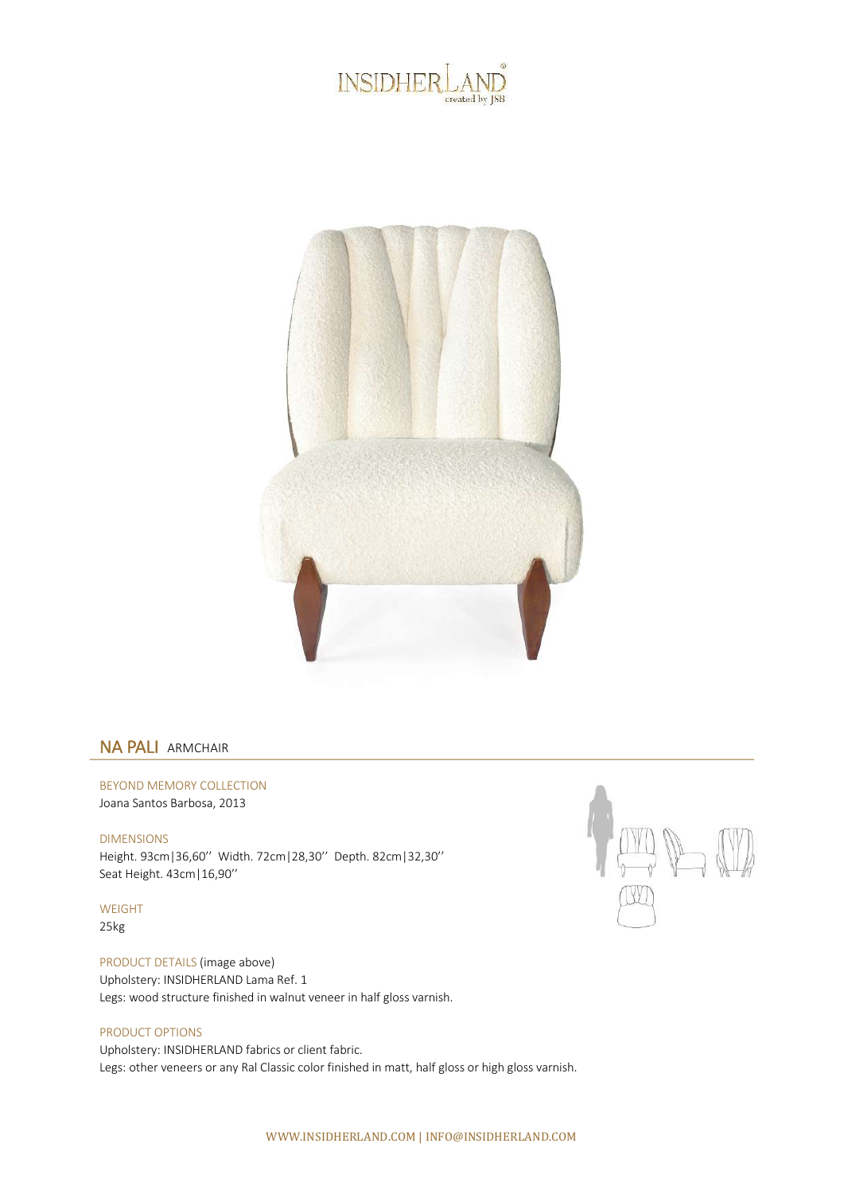# NA PALI ARMCHAIR

BEYOND MEMORY COLLECTION
Joana Santos Barbosa, 2013

DIMENSIONS
Height. 93cm|36,60'' Width. 72cm|28,30'' Depth. 82cm|32,30''
Seat Height. 43cm|16,90''

WEIGHT
25kg

PRODUCT DETAILS (image above)
Upholstery: INSIDHERLAND Lama Ref. 1
Legs: wood structure finished in walnut veneer in half gloss varnish.

PRODUCT OPTIONS
Upholstery: INSIDHERLAND fabrics or client fabric.
Legs: other veneers or any Ral Classic color finished in matt, half gloss or high gloss varnish.

WWW.INSIDHERLAND.COM | INFO@INSIDHERLAND.COM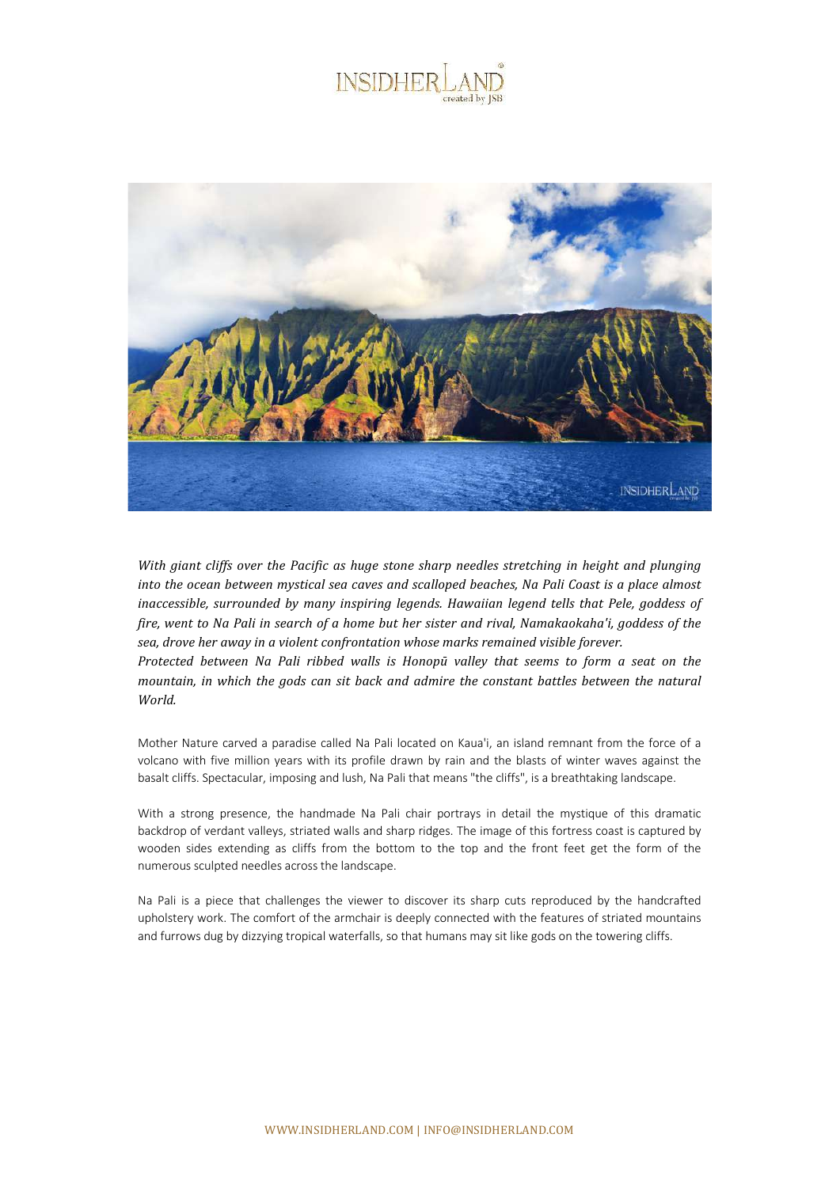*With giant cliffs over the Pacific as huge stone sharp needles stretching in height and plunging into the ocean between mystical sea caves and scalloped beaches, Na Pali Coast is a place almost inaccessible, surrounded by many inspiring legends. Hawaiian legend tells that Pele, goddess of fire, went to Na Pali in search of a home but her sister and rival, Namakaokaha'i, goddess of the sea, drove her away in a violent confrontation whose marks remained visible forever.*
*Protected between Na Pali ribbed walls is Honopū valley that seems to form a seat on the mountain, in which the gods can sit back and admire the constant battles between the natural World.*

Mother Nature carved a paradise called Na Pali located on Kaua'i, an island remnant from the force of a volcano with five million years with its profile drawn by rain and the blasts of winter waves against the basalt cliffs. Spectacular, imposing and lush, Na Pali that means "the cliffs", is a breathtaking landscape.

With a strong presence, the handmade Na Pali chair portrays in detail the mystique of this dramatic backdrop of verdant valleys, striated walls and sharp ridges. The image of this fortress coast is captured by wooden sides extending as cliffs from the bottom to the top and the front feet get the form of the numerous sculpted needles across the landscape.

Na Pali is a piece that challenges the viewer to discover its sharp cuts reproduced by the handcrafted upholstery work. The comfort of the armchair is deeply connected with the features of striated mountains and furrows dug by dizzying tropical waterfalls, so that humans may sit like gods on the towering cliffs.